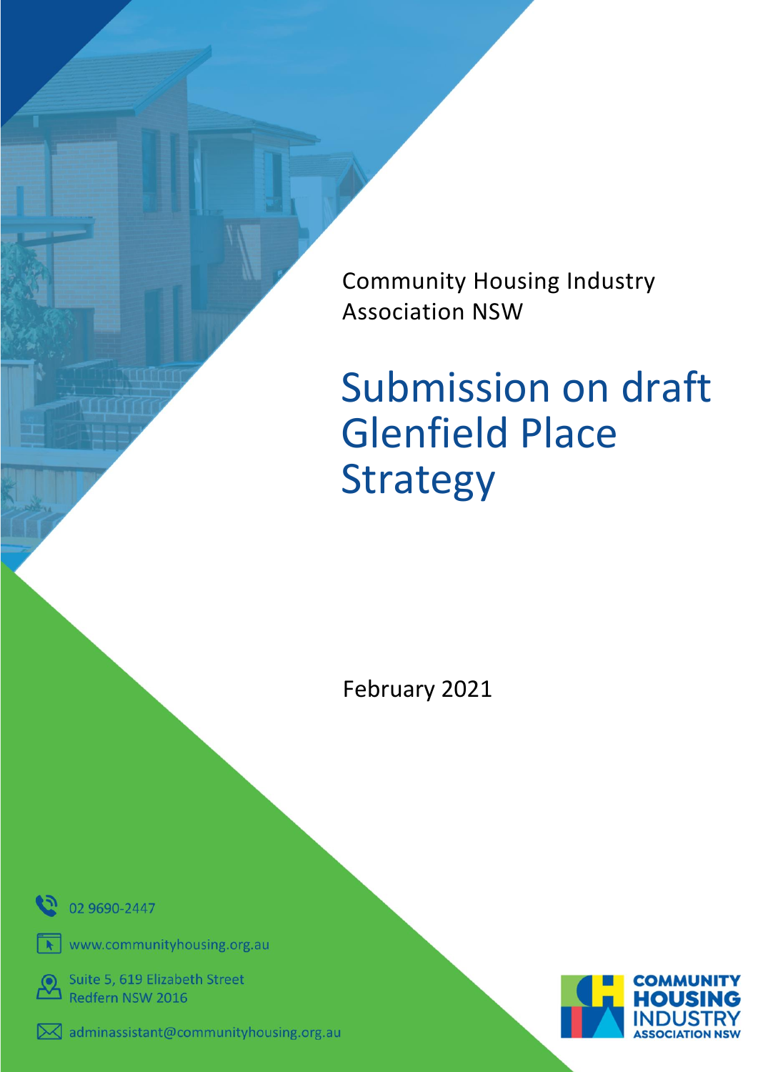Community Housing Industry Association NSW

# Submission on draft Glenfield Place Strategy

February 2021

02 9690-2447

www.communityhousing.org.au

Suite 5, 619 Elizabeth Street
Redfern NSW 2016

adminassistant@communityhousing.org.au

COMMUNITY HOUSING INDUSTRY ASSOCIATION NSW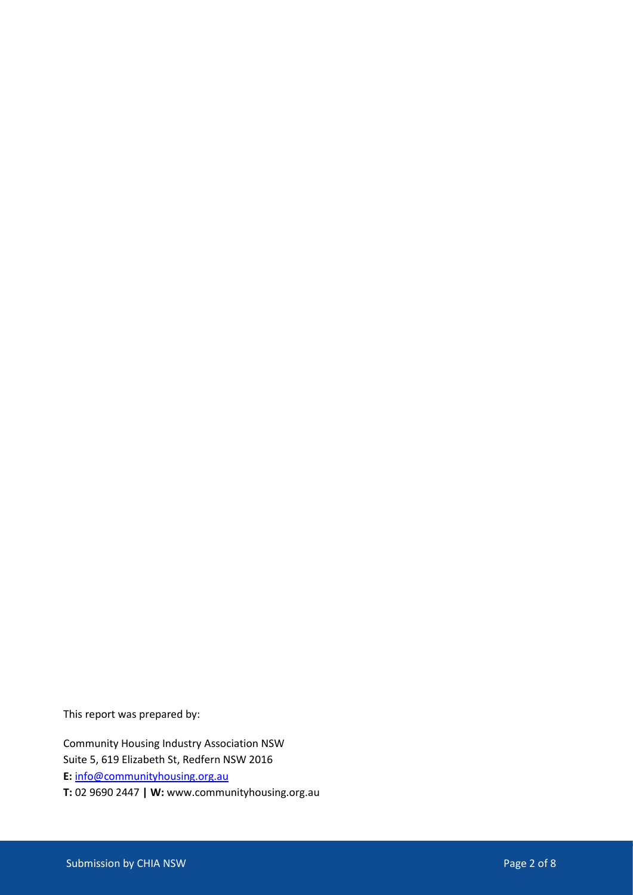This report was prepared by:

Community Housing Industry Association NSW
Suite 5, 619 Elizabeth St, Redfern NSW 2016
**E:** info@communityhousing.org.au
**T:** 02 9690 2447 **|** **W:** www.communityhousing.org.au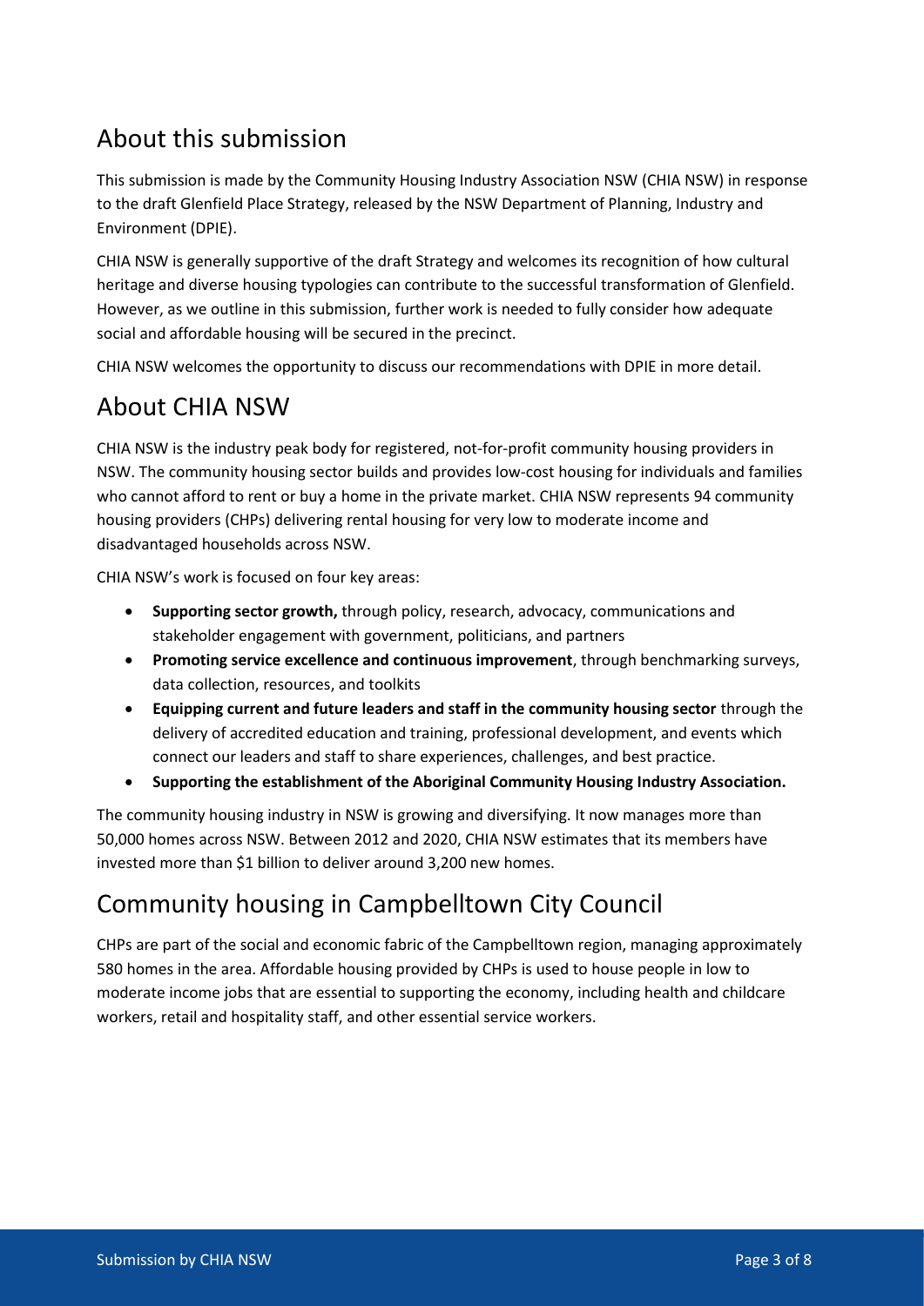## About this submission

This submission is made by the Community Housing Industry Association NSW (CHIA NSW) in response to the draft Glenfield Place Strategy, released by the NSW Department of Planning, Industry and Environment (DPIE).

CHIA NSW is generally supportive of the draft Strategy and welcomes its recognition of how cultural heritage and diverse housing typologies can contribute to the successful transformation of Glenfield. However, as we outline in this submission, further work is needed to fully consider how adequate social and affordable housing will be secured in the precinct.

CHIA NSW welcomes the opportunity to discuss our recommendations with DPIE in more detail.

## About CHIA NSW

CHIA NSW is the industry peak body for registered, not-for-profit community housing providers in NSW. The community housing sector builds and provides low-cost housing for individuals and families who cannot afford to rent or buy a home in the private market. CHIA NSW represents 94 community housing providers (CHPs) delivering rental housing for very low to moderate income and disadvantaged households across NSW.

CHIA NSW's work is focused on four key areas:

- **Supporting sector growth,** through policy, research, advocacy, communications and stakeholder engagement with government, politicians, and partners
- **Promoting service excellence and continuous improvement**, through benchmarking surveys, data collection, resources, and toolkits
- **Equipping current and future leaders and staff in the community housing sector** through the delivery of accredited education and training, professional development, and events which connect our leaders and staff to share experiences, challenges, and best practice.
- **Supporting the establishment of the Aboriginal Community Housing Industry Association.**

The community housing industry in NSW is growing and diversifying. It now manages more than 50,000 homes across NSW. Between 2012 and 2020, CHIA NSW estimates that its members have invested more than $1 billion to deliver around 3,200 new homes.

## Community housing in Campbelltown City Council

CHPs are part of the social and economic fabric of the Campbelltown region, managing approximately 580 homes in the area. Affordable housing provided by CHPs is used to house people in low to moderate income jobs that are essential to supporting the economy, including health and childcare workers, retail and hospitality staff, and other essential service workers.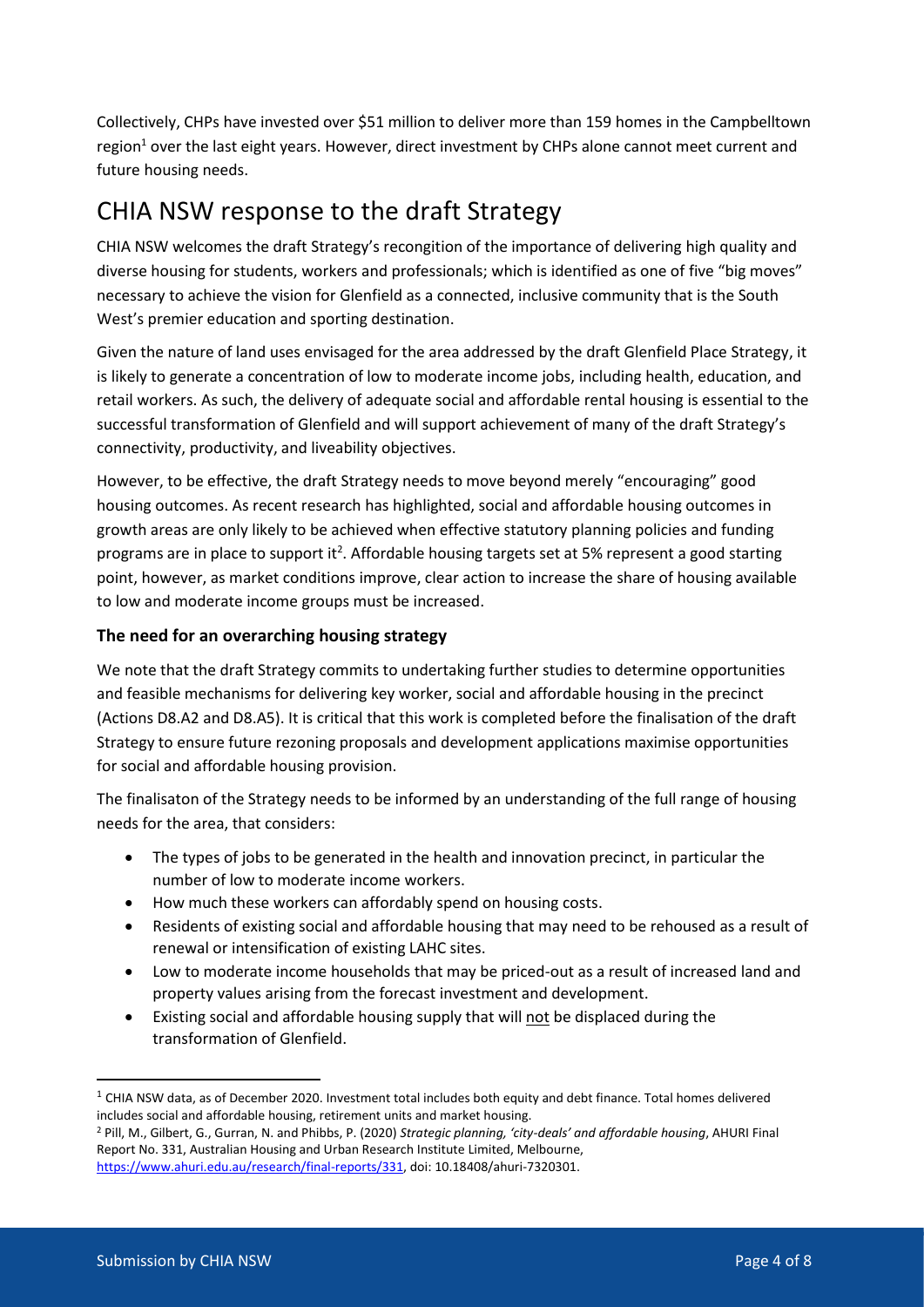Collectively, CHPs have invested over $51 million to deliver more than 159 homes in the Campbelltown region[1] over the last eight years. However, direct investment by CHPs alone cannot meet current and future housing needs.

## CHIA NSW response to the draft Strategy

CHIA NSW welcomes the draft Strategy's recognition of the importance of delivering high quality and diverse housing for students, workers and professionals; which is identified as one of five "big moves" necessary to achieve the vision for Glenfield as a connected, inclusive community that is the South West's premier education and sporting destination.

Given the nature of land uses envisaged for the area addressed by the draft Glenfield Place Strategy, it is likely to generate a concentration of low to moderate income jobs, including health, education, and retail workers. As such, the delivery of adequate social and affordable rental housing is essential to the successful transformation of Glenfield and will support achievement of many of the draft Strategy's connectivity, productivity, and liveability objectives.

However, to be effective, the draft Strategy needs to move beyond merely "encouraging" good housing outcomes. As recent research has highlighted, social and affordable housing outcomes in growth areas are only likely to be achieved when effective statutory planning policies and funding programs are in place to support it[2]. Affordable housing targets set at 5% represent a good starting point, however, as market conditions improve, clear action to increase the share of housing available to low and moderate income groups must be increased.

### The need for an overarching housing strategy

We note that the draft Strategy commits to undertaking further studies to determine opportunities and feasible mechanisms for delivering key worker, social and affordable housing in the precinct (Actions D8.A2 and D8.A5). It is critical that this work is completed before the finalisation of the draft Strategy to ensure future rezoning proposals and development applications maximise opportunities for social and affordable housing provision.

The finalisaton of the Strategy needs to be informed by an understanding of the full range of housing needs for the area, that considers:

- The types of jobs to be generated in the health and innovation precinct, in particular the number of low to moderate income workers.
- How much these workers can affordably spend on housing costs.
- Residents of existing social and affordable housing that may need to be rehoused as a result of renewal or intensification of existing LAHC sites.
- Low to moderate income households that may be priced-out as a result of increased land and property values arising from the forecast investment and development.
- Existing social and affordable housing supply that will not be displaced during the transformation of Glenfield.

---

[1] CHIA NSW data, as of December 2020. Investment total includes both equity and debt finance. Total homes delivered includes social and affordable housing, retirement units and market housing.

[2] Pill, M., Gilbert, G., Gurran, N. and Phibbs, P. (2020) *Strategic planning, 'city-deals' and affordable housing*, AHURI Final Report No. 331, Australian Housing and Urban Research Institute Limited, Melbourne, https://www.ahuri.edu.au/research/final-reports/331, doi: 10.18408/ahuri-7320301.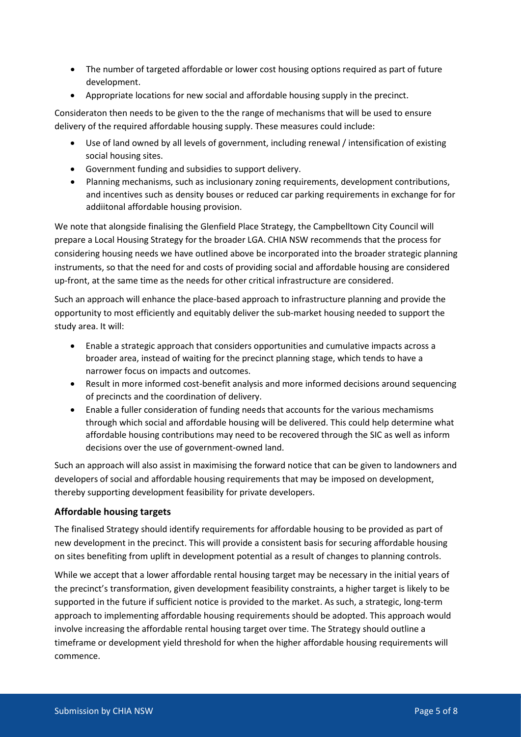- The number of targeted affordable or lower cost housing options required as part of future development.
- Appropriate locations for new social and affordable housing supply in the precinct.

Consideraton then needs to be given to the the range of mechanisms that will be used to ensure delivery of the required affordable housing supply. These measures could include:

- Use of land owned by all levels of government, including renewal / intensification of existing social housing sites.
- Government funding and subsidies to support delivery.
- Planning mechanisms, such as inclusionary zoning requirements, development contributions, and incentives such as density bouses or reduced car parking requirements in exchange for for addiitonal affordable housing provision.

We note that alongside finalising the Glenfield Place Strategy, the Campbelltown City Council will prepare a Local Housing Strategy for the broader LGA. CHIA NSW recommends that the process for considering housing needs we have outlined above be incorporated into the broader strategic planning instruments, so that the need for and costs of providing social and affordable housing are considered up-front, at the same time as the needs for other critical infrastructure are considered.

Such an approach will enhance the place-based approach to infrastructure planning and provide the opportunity to most efficiently and equitably deliver the sub-market housing needed to support the study area. It will:

- Enable a strategic approach that considers opportunities and cumulative impacts across a broader area, instead of waiting for the precinct planning stage, which tends to have a narrower focus on impacts and outcomes.
- Result in more informed cost-benefit analysis and more informed decisions around sequencing of precincts and the coordination of delivery.
- Enable a fuller consideration of funding needs that accounts for the various mechamisms through which social and affordable housing will be delivered. This could help determine what affordable housing contributions may need to be recovered through the SIC as well as inform decisions over the use of government-owned land.

Such an approach will also assist in maximising the forward notice that can be given to landowners and developers of social and affordable housing requirements that may be imposed on development, thereby supporting development feasibility for private developers.

### Affordable housing targets

The finalised Strategy should identify requirements for affordable housing to be provided as part of new development in the precinct. This will provide a consistent basis for securing affordable housing on sites benefiting from uplift in development potential as a result of changes to planning controls.

While we accept that a lower affordable rental housing target may be necessary in the initial years of the precinct's transformation, given development feasibility constraints, a higher target is likely to be supported in the future if sufficient notice is provided to the market. As such, a strategic, long-term approach to implementing affordable housing requirements should be adopted. This approach would involve increasing the affordable rental housing target over time. The Strategy should outline a timeframe or development yield threshold for when the higher affordable housing requirements will commence.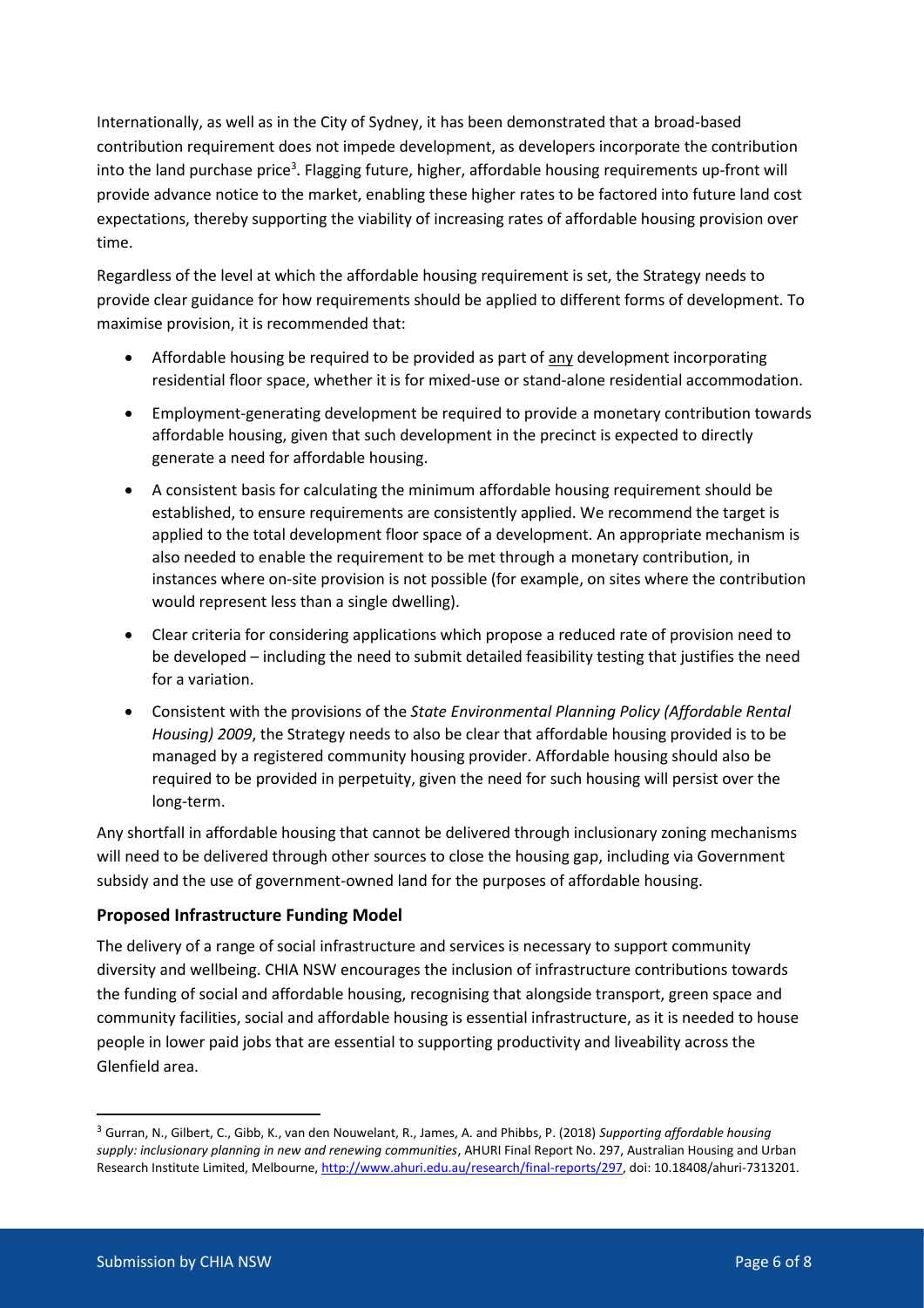Internationally, as well as in the City of Sydney, it has been demonstrated that a broad-based contribution requirement does not impede development, as developers incorporate the contribution into the land purchase price[3]. Flagging future, higher, affordable housing requirements up-front will provide advance notice to the market, enabling these higher rates to be factored into future land cost expectations, thereby supporting the viability of increasing rates of affordable housing provision over time.

Regardless of the level at which the affordable housing requirement is set, the Strategy needs to provide clear guidance for how requirements should be applied to different forms of development. To maximise provision, it is recommended that:

- Affordable housing be required to be provided as part of <u>any</u> development incorporating residential floor space, whether it is for mixed-use or stand-alone residential accommodation.
- Employment-generating development be required to provide a monetary contribution towards affordable housing, given that such development in the precinct is expected to directly generate a need for affordable housing.
- A consistent basis for calculating the minimum affordable housing requirement should be established, to ensure requirements are consistently applied. We recommend the target is applied to the total development floor space of a development. An appropriate mechanism is also needed to enable the requirement to be met through a monetary contribution, in instances where on-site provision is not possible (for example, on sites where the contribution would represent less than a single dwelling).
- Clear criteria for considering applications which propose a reduced rate of provision need to be developed – including the need to submit detailed feasibility testing that justifies the need for a variation.
- Consistent with the provisions of the *State Environmental Planning Policy (Affordable Rental Housing) 2009*, the Strategy needs to also be clear that affordable housing provided is to be managed by a registered community housing provider. Affordable housing should also be required to be provided in perpetuity, given the need for such housing will persist over the long-term.

Any shortfall in affordable housing that cannot be delivered through inclusionary zoning mechanisms will need to be delivered through other sources to close the housing gap, including via Government subsidy and the use of government-owned land for the purposes of affordable housing.

### Proposed Infrastructure Funding Model

The delivery of a range of social infrastructure and services is necessary to support community diversity and wellbeing. CHIA NSW encourages the inclusion of infrastructure contributions towards the funding of social and affordable housing, recognising that alongside transport, green space and community facilities, social and affordable housing is essential infrastructure, as it is needed to house people in lower paid jobs that are essential to supporting productivity and liveability across the Glenfield area.

---

[3] Gurran, N., Gilbert, C., Gibb, K., van den Nouwelant, R., James, A. and Phibbs, P. (2018) *Supporting affordable housing supply: inclusionary planning in new and renewing communities*, AHURI Final Report No. 297, Australian Housing and Urban Research Institute Limited, Melbourne, http://www.ahuri.edu.au/research/final-reports/297, doi: 10.18408/ahuri-7313201.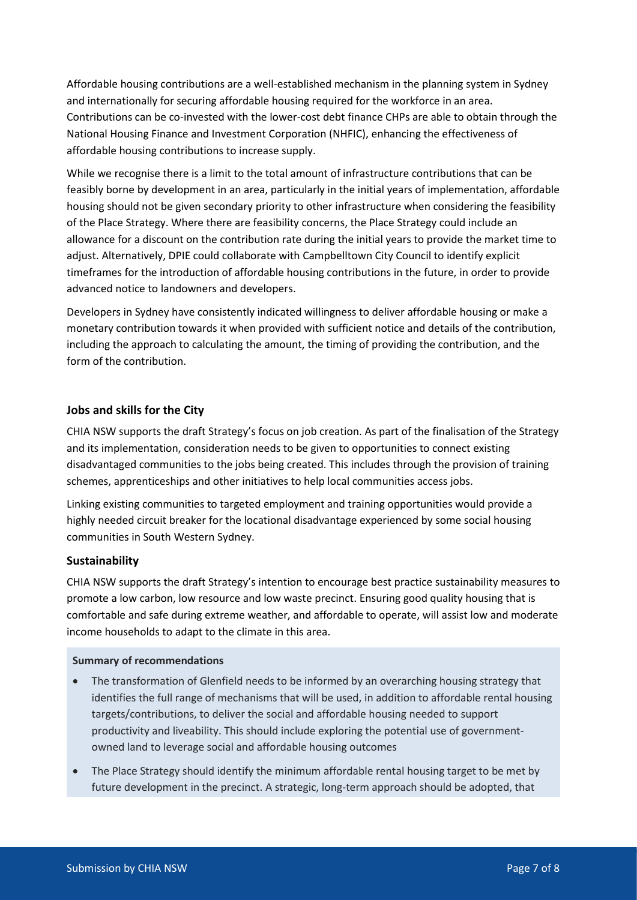Affordable housing contributions are a well-established mechanism in the planning system in Sydney and internationally for securing affordable housing required for the workforce in an area. Contributions can be co-invested with the lower-cost debt finance CHPs are able to obtain through the National Housing Finance and Investment Corporation (NHFIC), enhancing the effectiveness of affordable housing contributions to increase supply.

While we recognise there is a limit to the total amount of infrastructure contributions that can be feasibly borne by development in an area, particularly in the initial years of implementation, affordable housing should not be given secondary priority to other infrastructure when considering the feasibility of the Place Strategy. Where there are feasibility concerns, the Place Strategy could include an allowance for a discount on the contribution rate during the initial years to provide the market time to adjust. Alternatively, DPIE could collaborate with Campbelltown City Council to identify explicit timeframes for the introduction of affordable housing contributions in the future, in order to provide advanced notice to landowners and developers.

Developers in Sydney have consistently indicated willingness to deliver affordable housing or make a monetary contribution towards it when provided with sufficient notice and details of the contribution, including the approach to calculating the amount, the timing of providing the contribution, and the form of the contribution.

### Jobs and skills for the City

CHIA NSW supports the draft Strategy's focus on job creation. As part of the finalisation of the Strategy and its implementation, consideration needs to be given to opportunities to connect existing disadvantaged communities to the jobs being created. This includes through the provision of training schemes, apprenticeships and other initiatives to help local communities access jobs.

Linking existing communities to targeted employment and training opportunities would provide a highly needed circuit breaker for the locational disadvantage experienced by some social housing communities in South Western Sydney.

### Sustainability

CHIA NSW supports the draft Strategy's intention to encourage best practice sustainability measures to promote a low carbon, low resource and low waste precinct. Ensuring good quality housing that is comfortable and safe during extreme weather, and affordable to operate, will assist low and moderate income households to adapt to the climate in this area.

**Summary of recommendations**

- The transformation of Glenfield needs to be informed by an overarching housing strategy that identifies the full range of mechanisms that will be used, in addition to affordable rental housing targets/contributions, to deliver the social and affordable housing needed to support productivity and liveability. This should include exploring the potential use of government-owned land to leverage social and affordable housing outcomes
- The Place Strategy should identify the minimum affordable rental housing target to be met by future development in the precinct. A strategic, long-term approach should be adopted, that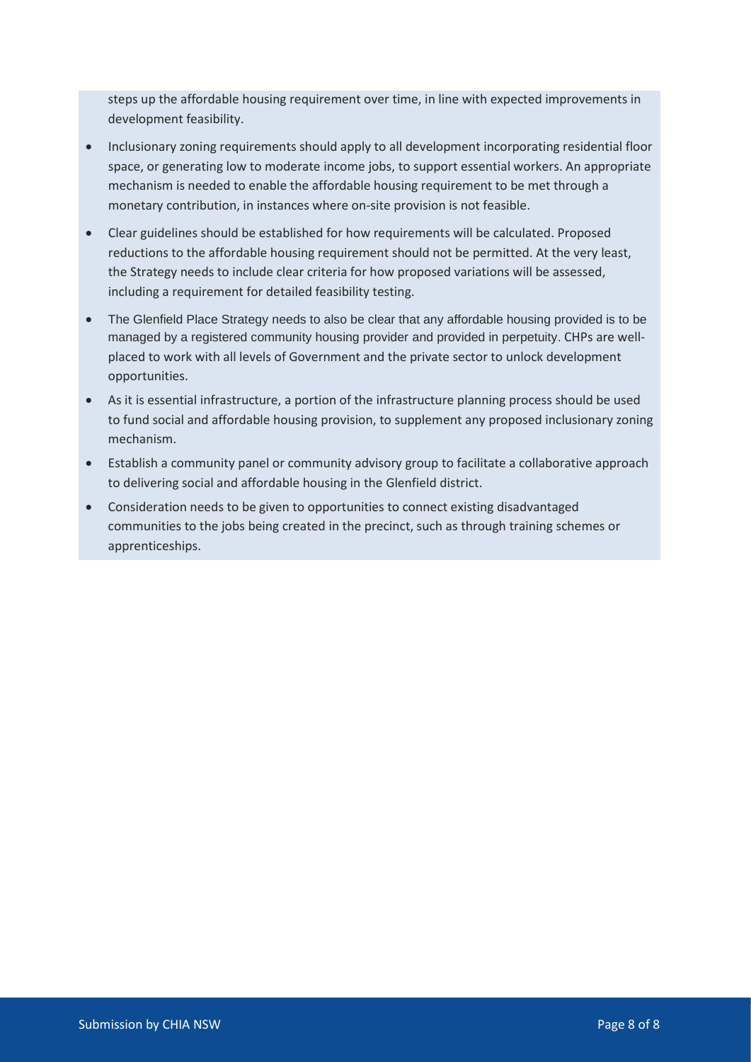steps up the affordable housing requirement over time, in line with expected improvements in development feasibility.

- Inclusionary zoning requirements should apply to all development incorporating residential floor space, or generating low to moderate income jobs, to support essential workers. An appropriate mechanism is needed to enable the affordable housing requirement to be met through a monetary contribution, in instances where on-site provision is not feasible.
- Clear guidelines should be established for how requirements will be calculated. Proposed reductions to the affordable housing requirement should not be permitted. At the very least, the Strategy needs to include clear criteria for how proposed variations will be assessed, including a requirement for detailed feasibility testing.
- The Glenfield Place Strategy needs to also be clear that any affordable housing provided is to be managed by a registered community housing provider and provided in perpetuity. CHPs are well-placed to work with all levels of Government and the private sector to unlock development opportunities.
- As it is essential infrastructure, a portion of the infrastructure planning process should be used to fund social and affordable housing provision, to supplement any proposed inclusionary zoning mechanism.
- Establish a community panel or community advisory group to facilitate a collaborative approach to delivering social and affordable housing in the Glenfield district.
- Consideration needs to be given to opportunities to connect existing disadvantaged communities to the jobs being created in the precinct, such as through training schemes or apprenticeships.